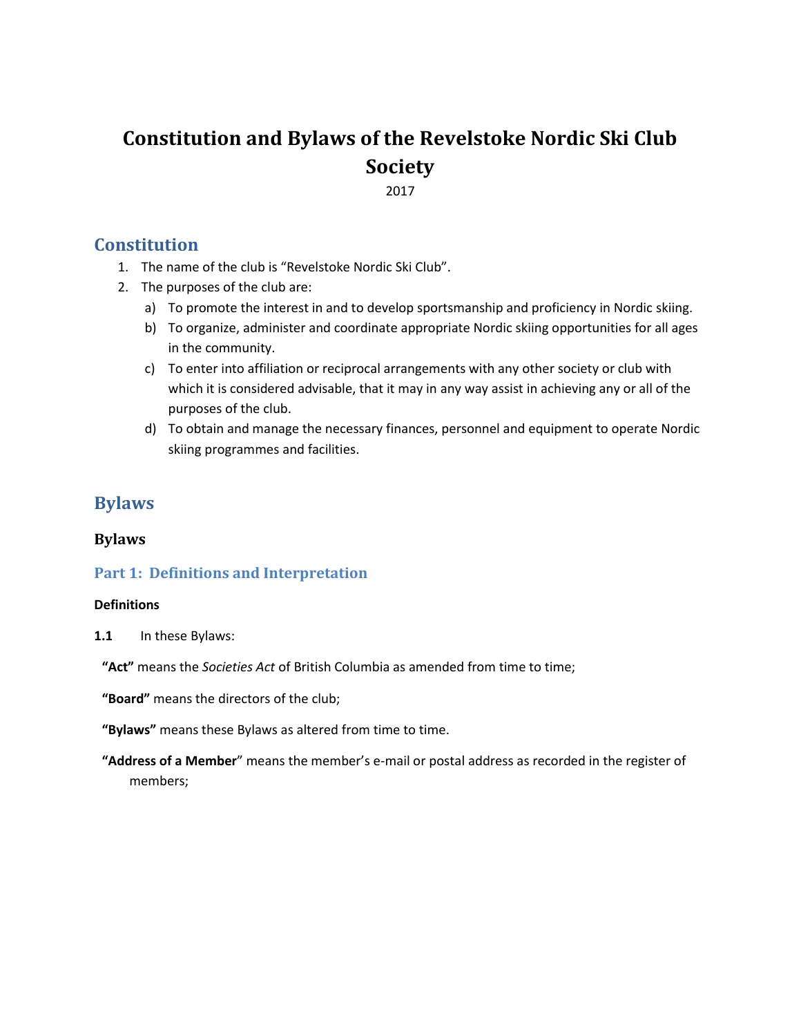# Constitution and Bylaws of the Revelstoke Nordic Ski Club Society

2017

## Constitution

1. The name of the club is “Revelstoke Nordic Ski Club”.
2. The purposes of the club are:
   a) To promote the interest in and to develop sportsmanship and proficiency in Nordic skiing.
   b) To organize, administer and coordinate appropriate Nordic skiing opportunities for all ages in the community.
   c) To enter into affiliation or reciprocal arrangements with any other society or club with which it is considered advisable, that it may in any way assist in achieving any or all of the purposes of the club.
   d) To obtain and manage the necessary finances, personnel and equipment to operate Nordic skiing programmes and facilities.

## Bylaws

### Bylaws

### Part 1: Definitions and Interpretation

**Definitions**

**1.1** In these Bylaws:

**“Act”** means the *Societies Act* of British Columbia as amended from time to time;

**“Board”** means the directors of the club;

**“Bylaws”** means these Bylaws as altered from time to time.

**“Address of a Member**” means the member’s e-mail or postal address as recorded in the register of members;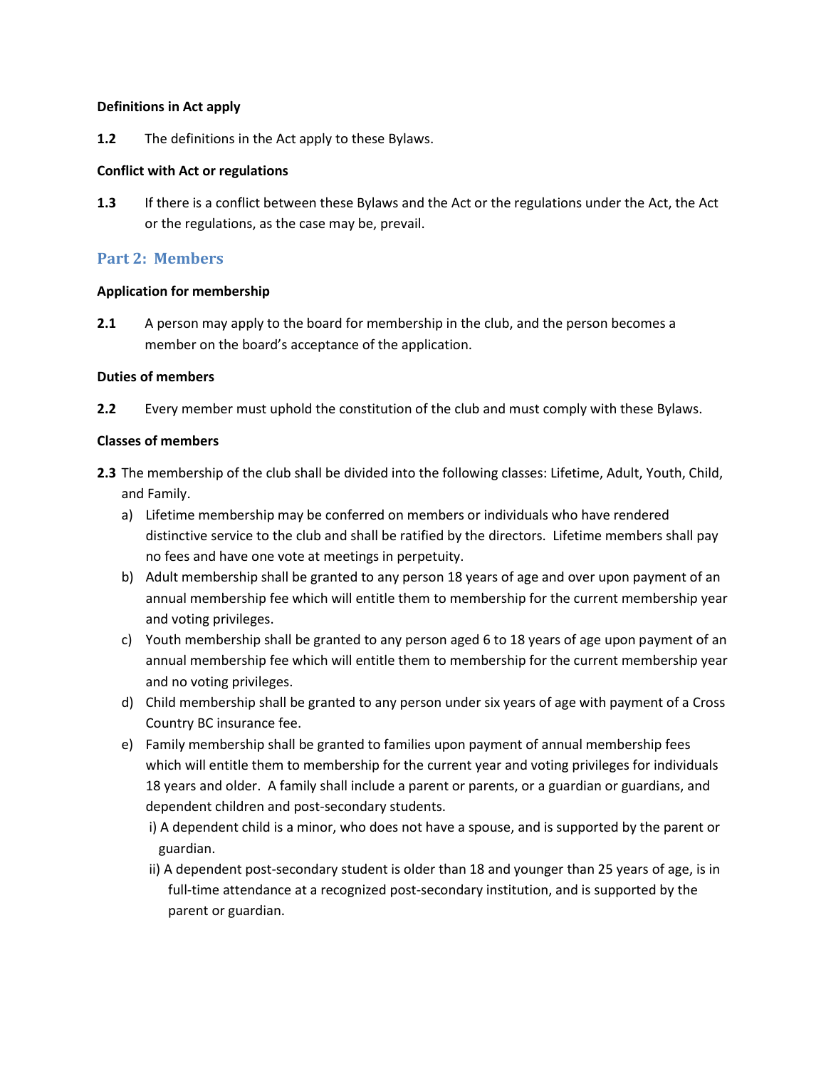**Definitions in Act apply**

**1.2** The definitions in the Act apply to these Bylaws.

**Conflict with Act or regulations**

**1.3** If there is a conflict between these Bylaws and the Act or the regulations under the Act, the Act or the regulations, as the case may be, prevail.

## Part 2: Members

**Application for membership**

**2.1** A person may apply to the board for membership in the club, and the person becomes a member on the board's acceptance of the application.

**Duties of members**

**2.2** Every member must uphold the constitution of the club and must comply with these Bylaws.

**Classes of members**

**2.3** The membership of the club shall be divided into the following classes: Lifetime, Adult, Youth, Child, and Family.

a) Lifetime membership may be conferred on members or individuals who have rendered distinctive service to the club and shall be ratified by the directors. Lifetime members shall pay no fees and have one vote at meetings in perpetuity.

b) Adult membership shall be granted to any person 18 years of age and over upon payment of an annual membership fee which will entitle them to membership for the current membership year and voting privileges.

c) Youth membership shall be granted to any person aged 6 to 18 years of age upon payment of an annual membership fee which will entitle them to membership for the current membership year and no voting privileges.

d) Child membership shall be granted to any person under six years of age with payment of a Cross Country BC insurance fee.

e) Family membership shall be granted to families upon payment of annual membership fees which will entitle them to membership for the current year and voting privileges for individuals 18 years and older. A family shall include a parent or parents, or a guardian or guardians, and dependent children and post-secondary students.

   i) A dependent child is a minor, who does not have a spouse, and is supported by the parent or guardian.

   ii) A dependent post-secondary student is older than 18 and younger than 25 years of age, is in full-time attendance at a recognized post-secondary institution, and is supported by the parent or guardian.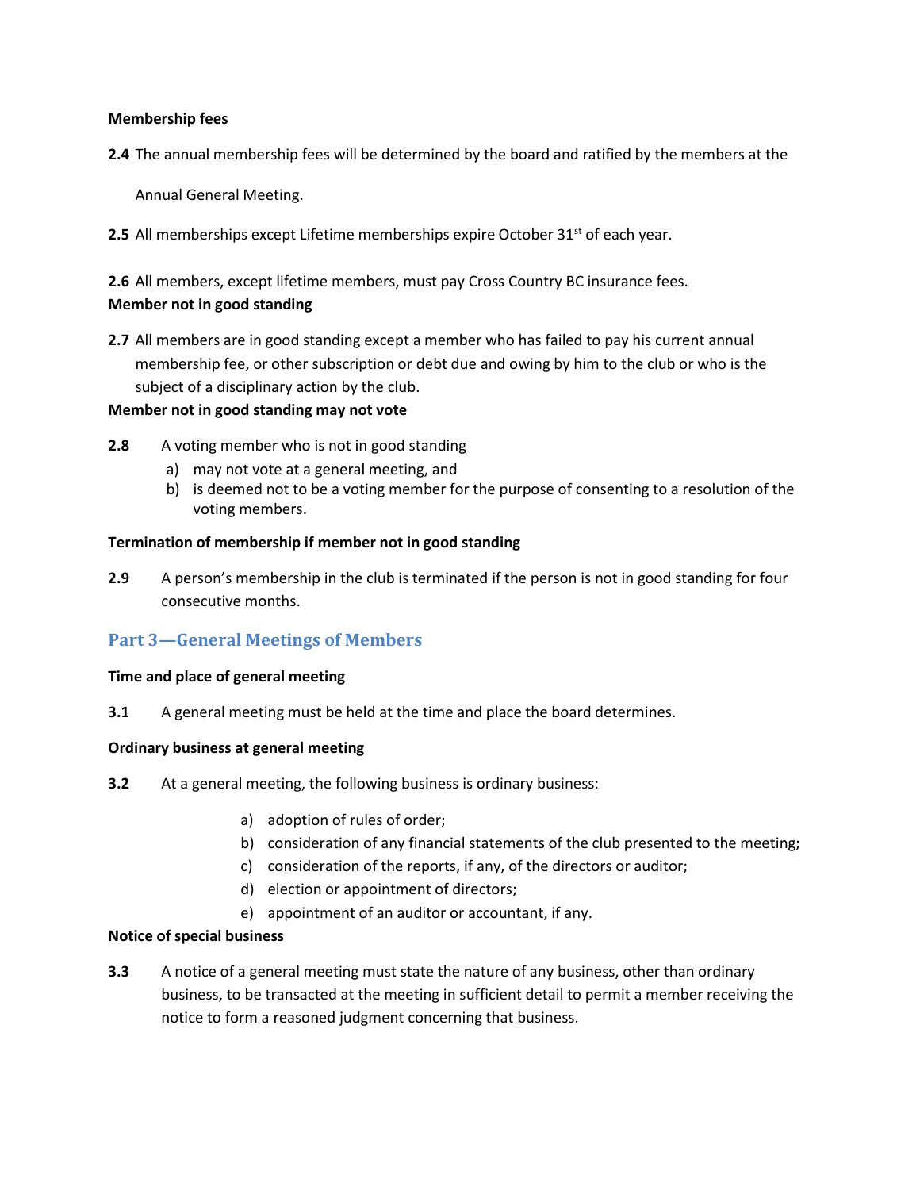**Membership fees**

**2.4** The annual membership fees will be determined by the board and ratified by the members at the Annual General Meeting.

**2.5** All memberships except Lifetime memberships expire October 31st of each year.

**2.6** All members, except lifetime members, must pay Cross Country BC insurance fees.

**Member not in good standing**

**2.7** All members are in good standing except a member who has failed to pay his current annual membership fee, or other subscription or debt due and owing by him to the club or who is the subject of a disciplinary action by the club.

**Member not in good standing may not vote**

**2.8** A voting member who is not in good standing

a) may not vote at a general meeting, and
b) is deemed not to be a voting member for the purpose of consenting to a resolution of the voting members.

**Termination of membership if member not in good standing**

**2.9** A person's membership in the club is terminated if the person is not in good standing for four consecutive months.

## Part 3—General Meetings of Members

**Time and place of general meeting**

**3.1** A general meeting must be held at the time and place the board determines.

**Ordinary business at general meeting**

**3.2** At a general meeting, the following business is ordinary business:

a) adoption of rules of order;
b) consideration of any financial statements of the club presented to the meeting;
c) consideration of the reports, if any, of the directors or auditor;
d) election or appointment of directors;
e) appointment of an auditor or accountant, if any.

**Notice of special business**

**3.3** A notice of a general meeting must state the nature of any business, other than ordinary business, to be transacted at the meeting in sufficient detail to permit a member receiving the notice to form a reasoned judgment concerning that business.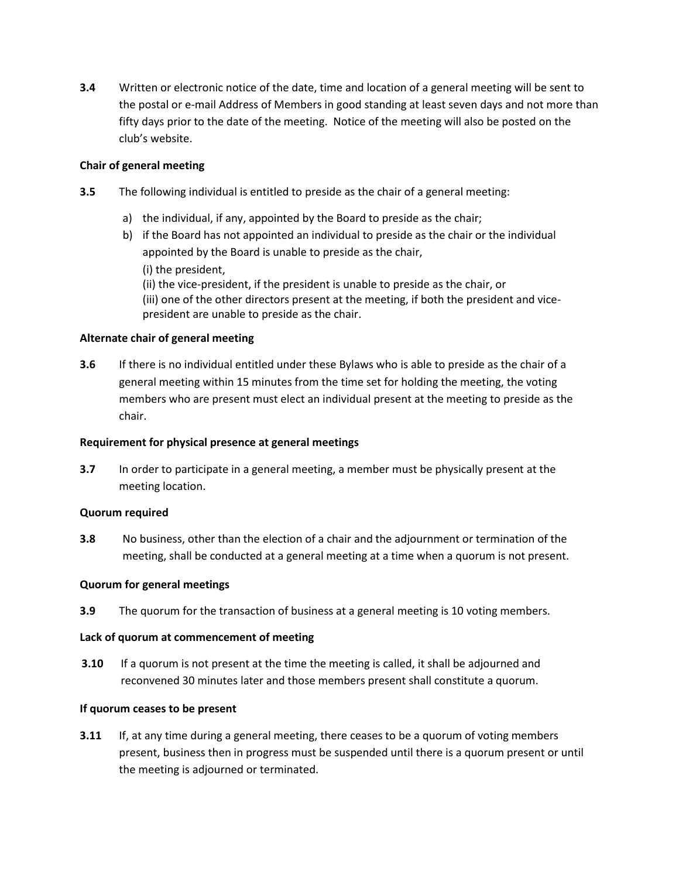**3.4** Written or electronic notice of the date, time and location of a general meeting will be sent to the postal or e-mail Address of Members in good standing at least seven days and not more than fifty days prior to the date of the meeting. Notice of the meeting will also be posted on the club's website.

**Chair of general meeting**

**3.5** The following individual is entitled to preside as the chair of a general meeting:

a) the individual, if any, appointed by the Board to preside as the chair;
b) if the Board has not appointed an individual to preside as the chair or the individual appointed by the Board is unable to preside as the chair,
   (i) the president,
   (ii) the vice-president, if the president is unable to preside as the chair, or
   (iii) one of the other directors present at the meeting, if both the president and vice-president are unable to preside as the chair.

**Alternate chair of general meeting**

**3.6** If there is no individual entitled under these Bylaws who is able to preside as the chair of a general meeting within 15 minutes from the time set for holding the meeting, the voting members who are present must elect an individual present at the meeting to preside as the chair.

**Requirement for physical presence at general meetings**

**3.7** In order to participate in a general meeting, a member must be physically present at the meeting location.

**Quorum required**

**3.8** No business, other than the election of a chair and the adjournment or termination of the meeting, shall be conducted at a general meeting at a time when a quorum is not present.

**Quorum for general meetings**

**3.9** The quorum for the transaction of business at a general meeting is 10 voting members.

**Lack of quorum at commencement of meeting**

**3.10** If a quorum is not present at the time the meeting is called, it shall be adjourned and reconvened 30 minutes later and those members present shall constitute a quorum.

**If quorum ceases to be present**

**3.11** If, at any time during a general meeting, there ceases to be a quorum of voting members present, business then in progress must be suspended until there is a quorum present or until the meeting is adjourned or terminated.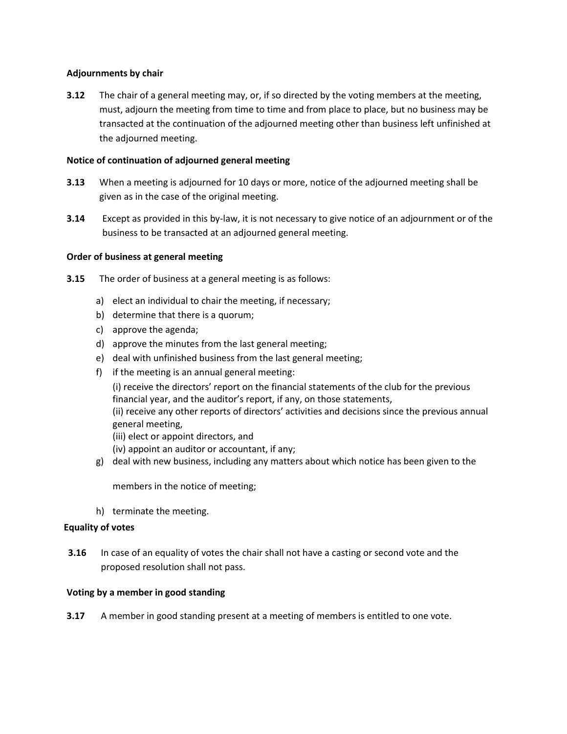**Adjournments by chair**

**3.12** The chair of a general meeting may, or, if so directed by the voting members at the meeting, must, adjourn the meeting from time to time and from place to place, but no business may be transacted at the continuation of the adjourned meeting other than business left unfinished at the adjourned meeting.

**Notice of continuation of adjourned general meeting**

**3.13** When a meeting is adjourned for 10 days or more, notice of the adjourned meeting shall be given as in the case of the original meeting.

**3.14** Except as provided in this by-law, it is not necessary to give notice of an adjournment or of the business to be transacted at an adjourned general meeting.

**Order of business at general meeting**

**3.15** The order of business at a general meeting is as follows:

a) elect an individual to chair the meeting, if necessary;
b) determine that there is a quorum;
c) approve the agenda;
d) approve the minutes from the last general meeting;
e) deal with unfinished business from the last general meeting;
f) if the meeting is an annual general meeting:
   (i) receive the directors' report on the financial statements of the club for the previous financial year, and the auditor's report, if any, on those statements,
   (ii) receive any other reports of directors' activities and decisions since the previous annual general meeting,
   (iii) elect or appoint directors, and
   (iv) appoint an auditor or accountant, if any;
g) deal with new business, including any matters about which notice has been given to the members in the notice of meeting;
h) terminate the meeting.

**Equality of votes**

**3.16** In case of an equality of votes the chair shall not have a casting or second vote and the proposed resolution shall not pass.

**Voting by a member in good standing**

**3.17** A member in good standing present at a meeting of members is entitled to one vote.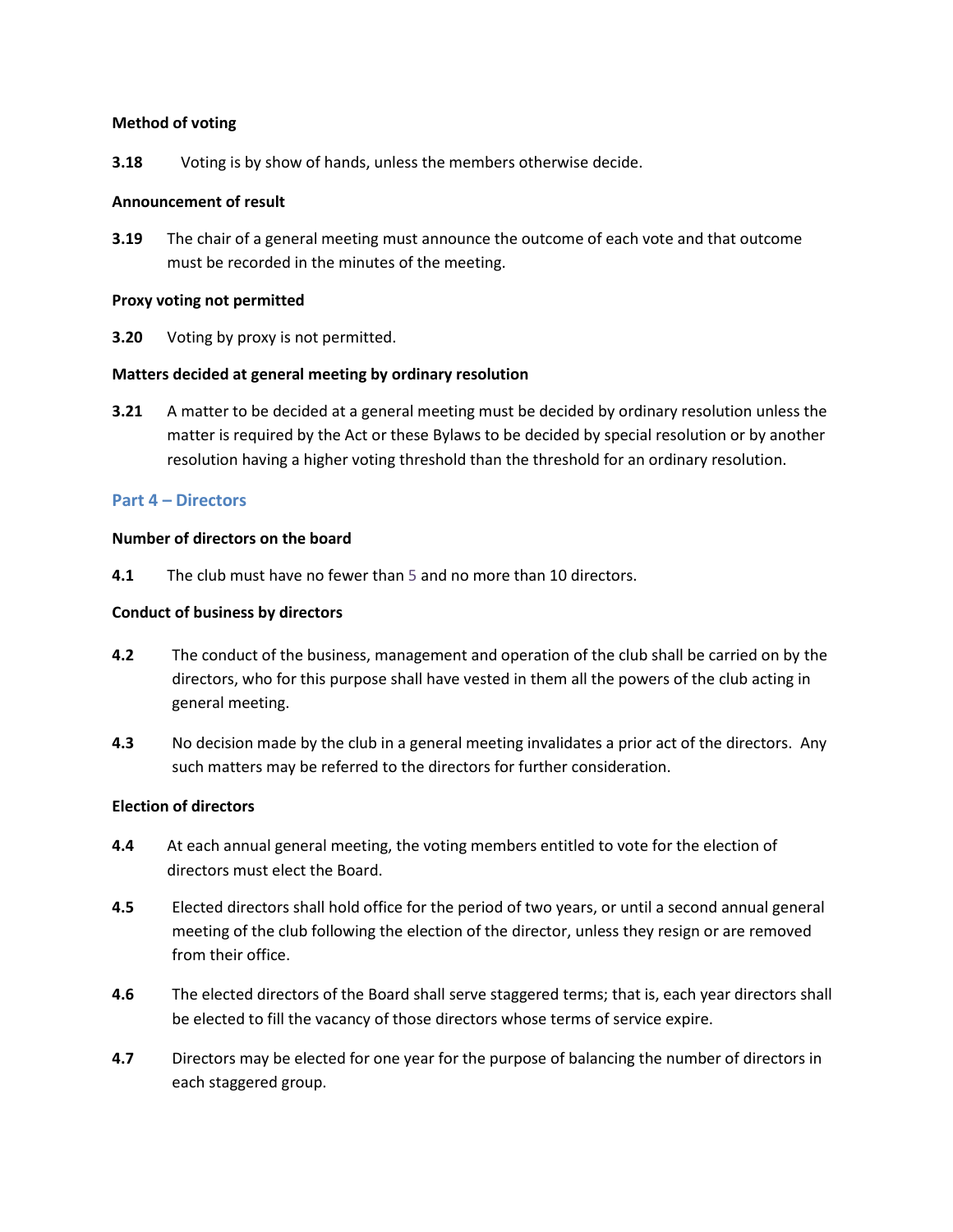**Method of voting**

**3.18** Voting is by show of hands, unless the members otherwise decide.

**Announcement of result**

**3.19** The chair of a general meeting must announce the outcome of each vote and that outcome must be recorded in the minutes of the meeting.

**Proxy voting not permitted**

**3.20** Voting by proxy is not permitted.

**Matters decided at general meeting by ordinary resolution**

**3.21** A matter to be decided at a general meeting must be decided by ordinary resolution unless the matter is required by the Act or these Bylaws to be decided by special resolution or by another resolution having a higher voting threshold than the threshold for an ordinary resolution.

## Part 4 – Directors

**Number of directors on the board**

**4.1** The club must have no fewer than 5 and no more than 10 directors.

**Conduct of business by directors**

**4.2** The conduct of the business, management and operation of the club shall be carried on by the directors, who for this purpose shall have vested in them all the powers of the club acting in general meeting.

**4.3** No decision made by the club in a general meeting invalidates a prior act of the directors. Any such matters may be referred to the directors for further consideration.

**Election of directors**

**4.4** At each annual general meeting, the voting members entitled to vote for the election of directors must elect the Board.

**4.5** Elected directors shall hold office for the period of two years, or until a second annual general meeting of the club following the election of the director, unless they resign or are removed from their office.

**4.6** The elected directors of the Board shall serve staggered terms; that is, each year directors shall be elected to fill the vacancy of those directors whose terms of service expire.

**4.7** Directors may be elected for one year for the purpose of balancing the number of directors in each staggered group.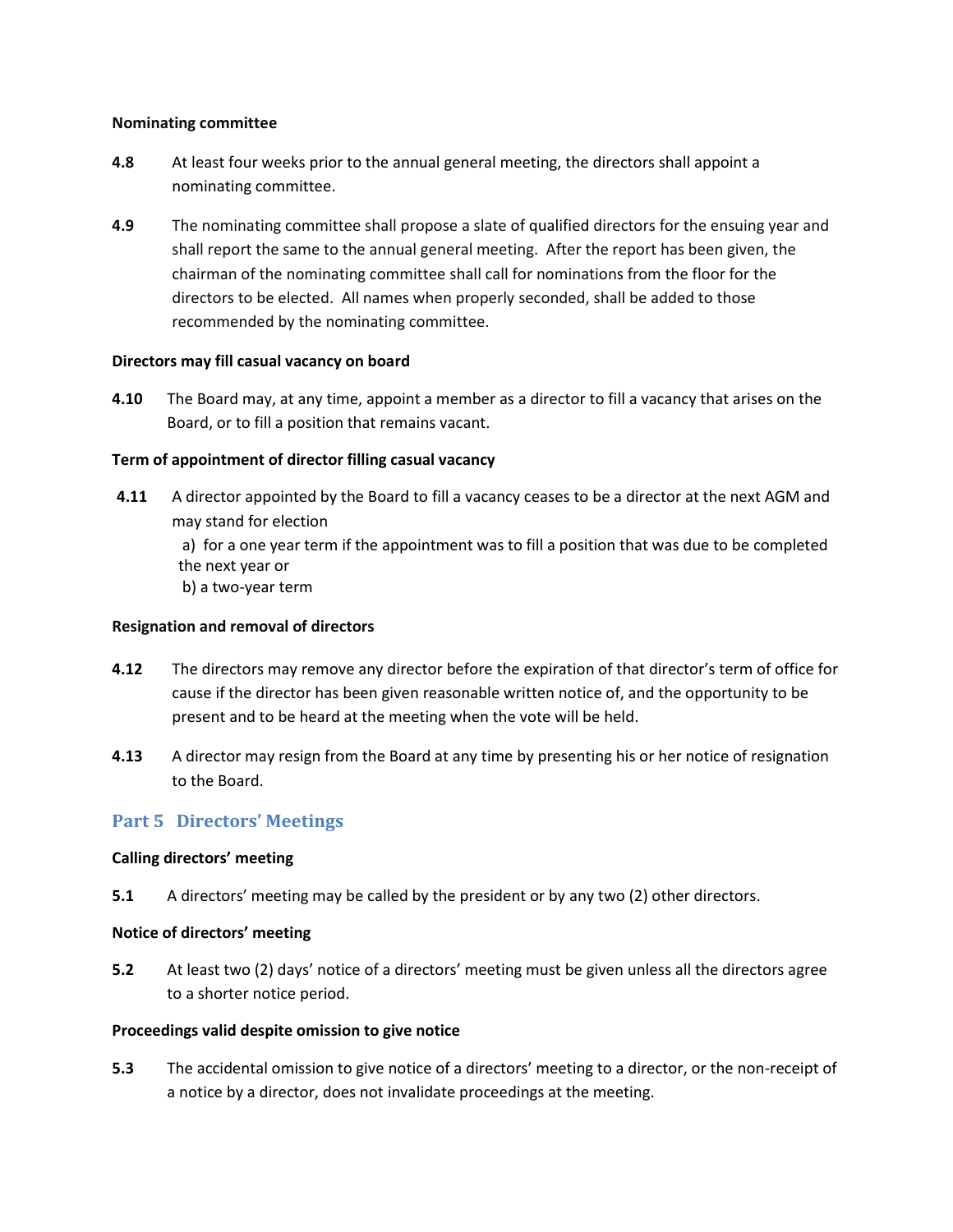**Nominating committee**

**4.8** At least four weeks prior to the annual general meeting, the directors shall appoint a nominating committee.

**4.9** The nominating committee shall propose a slate of qualified directors for the ensuing year and shall report the same to the annual general meeting. After the report has been given, the chairman of the nominating committee shall call for nominations from the floor for the directors to be elected. All names when properly seconded, shall be added to those recommended by the nominating committee.

**Directors may fill casual vacancy on board**

**4.10** The Board may, at any time, appoint a member as a director to fill a vacancy that arises on the Board, or to fill a position that remains vacant.

**Term of appointment of director filling casual vacancy**

**4.11** A director appointed by the Board to fill a vacancy ceases to be a director at the next AGM and may stand for election

a) for a one year term if the appointment was to fill a position that was due to be completed the next year or

b) a two-year term

**Resignation and removal of directors**

**4.12** The directors may remove any director before the expiration of that director's term of office for cause if the director has been given reasonable written notice of, and the opportunity to be present and to be heard at the meeting when the vote will be held.

**4.13** A director may resign from the Board at any time by presenting his or her notice of resignation to the Board.

## Part 5 Directors' Meetings

**Calling directors' meeting**

**5.1** A directors' meeting may be called by the president or by any two (2) other directors.

**Notice of directors' meeting**

**5.2** At least two (2) days' notice of a directors' meeting must be given unless all the directors agree to a shorter notice period.

**Proceedings valid despite omission to give notice**

**5.3** The accidental omission to give notice of a directors' meeting to a director, or the non-receipt of a notice by a director, does not invalidate proceedings at the meeting.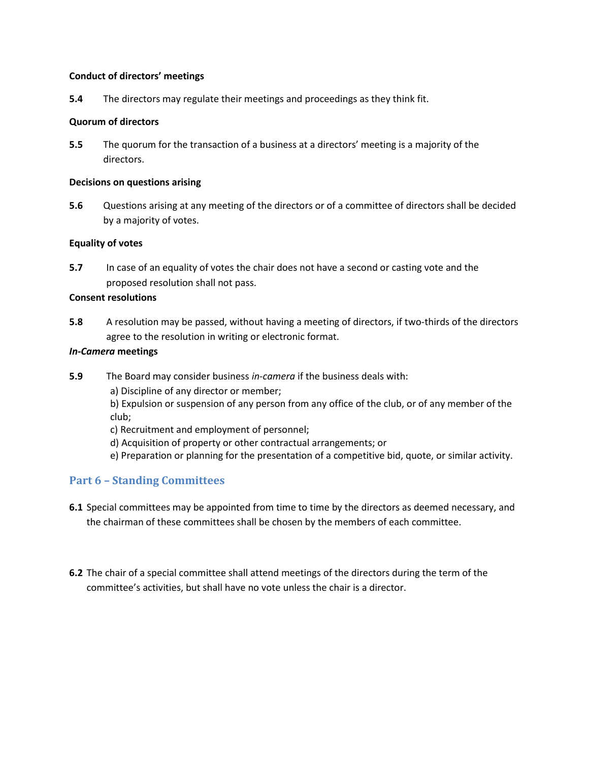**Conduct of directors' meetings**

**5.4** The directors may regulate their meetings and proceedings as they think fit.

**Quorum of directors**

**5.5** The quorum for the transaction of a business at a directors' meeting is a majority of the directors.

**Decisions on questions arising**

**5.6** Questions arising at any meeting of the directors or of a committee of directors shall be decided by a majority of votes.

**Equality of votes**

**5.7** In case of an equality of votes the chair does not have a second or casting vote and the proposed resolution shall not pass.

**Consent resolutions**

**5.8** A resolution may be passed, without having a meeting of directors, if two-thirds of the directors agree to the resolution in writing or electronic format.

***In-Camera* meetings**

**5.9** The Board may consider business *in-camera* if the business deals with:

a) Discipline of any director or member;
b) Expulsion or suspension of any person from any office of the club, or of any member of the club;
c) Recruitment and employment of personnel;
d) Acquisition of property or other contractual arrangements; or
e) Preparation or planning for the presentation of a competitive bid, quote, or similar activity.

## Part 6 – Standing Committees

**6.1** Special committees may be appointed from time to time by the directors as deemed necessary, and the chairman of these committees shall be chosen by the members of each committee.

**6.2** The chair of a special committee shall attend meetings of the directors during the term of the committee's activities, but shall have no vote unless the chair is a director.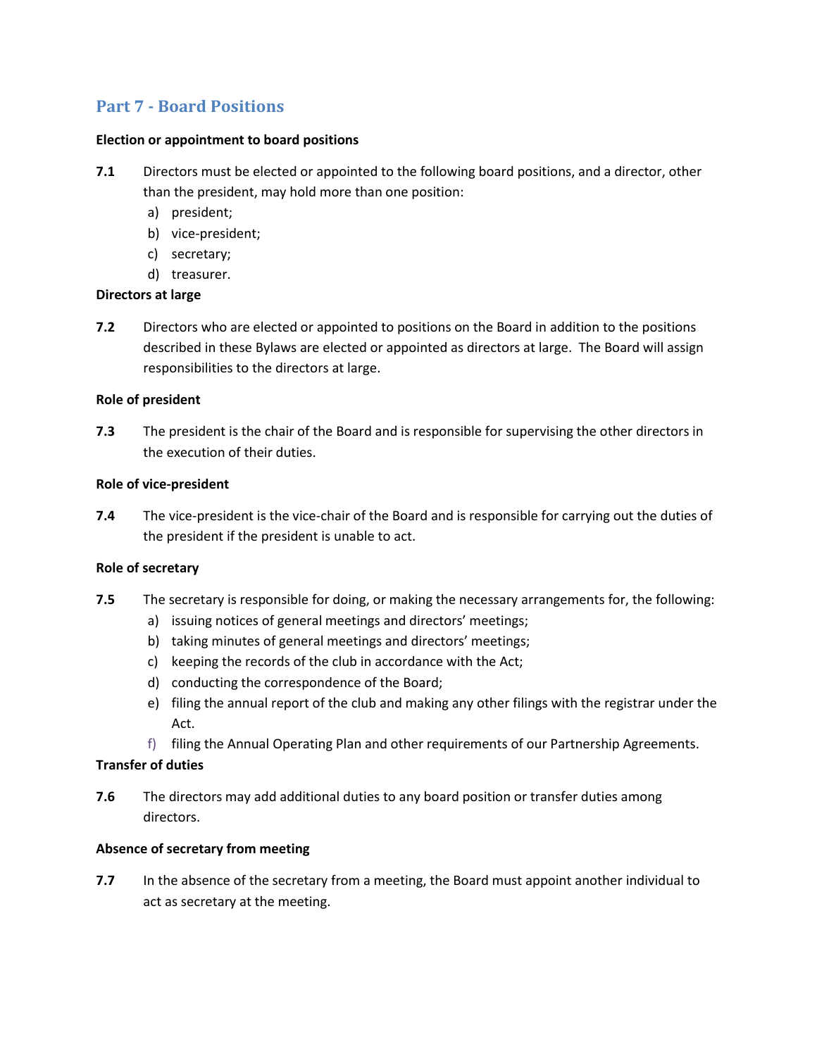## Part 7 - Board Positions

**Election or appointment to board positions**

**7.1** Directors must be elected or appointed to the following board positions, and a director, other than the president, may hold more than one position:

a) president;
b) vice-president;
c) secretary;
d) treasurer.

**Directors at large**

**7.2** Directors who are elected or appointed to positions on the Board in addition to the positions described in these Bylaws are elected or appointed as directors at large. The Board will assign responsibilities to the directors at large.

**Role of president**

**7.3** The president is the chair of the Board and is responsible for supervising the other directors in the execution of their duties.

**Role of vice-president**

**7.4** The vice-president is the vice-chair of the Board and is responsible for carrying out the duties of the president if the president is unable to act.

**Role of secretary**

**7.5** The secretary is responsible for doing, or making the necessary arrangements for, the following:

a) issuing notices of general meetings and directors' meetings;
b) taking minutes of general meetings and directors' meetings;
c) keeping the records of the club in accordance with the Act;
d) conducting the correspondence of the Board;
e) filing the annual report of the club and making any other filings with the registrar under the Act.
f) filing the Annual Operating Plan and other requirements of our Partnership Agreements.

**Transfer of duties**

**7.6** The directors may add additional duties to any board position or transfer duties among directors.

**Absence of secretary from meeting**

**7.7** In the absence of the secretary from a meeting, the Board must appoint another individual to act as secretary at the meeting.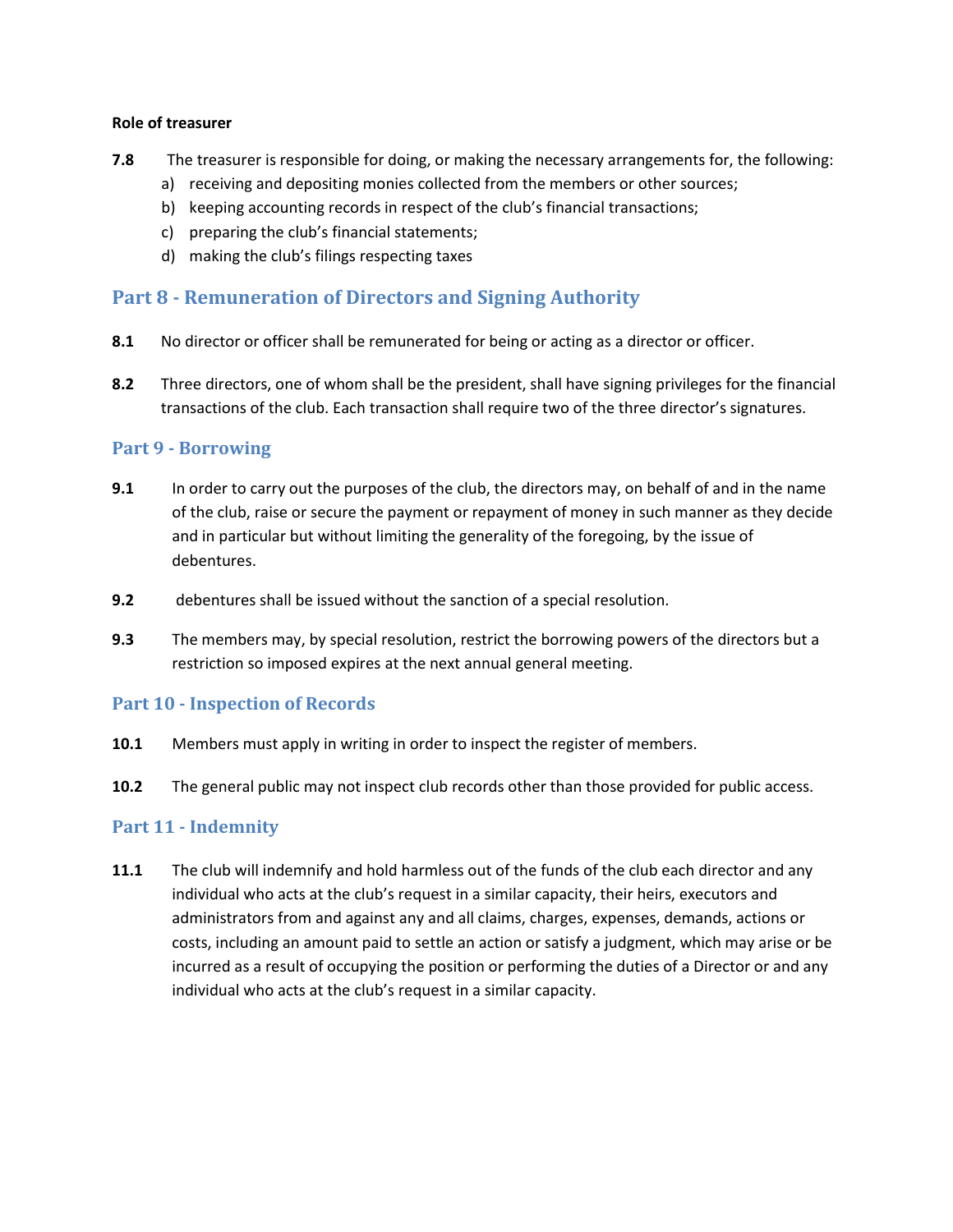**Role of treasurer**

**7.8** The treasurer is responsible for doing, or making the necessary arrangements for, the following:

a) receiving and depositing monies collected from the members or other sources;
b) keeping accounting records in respect of the club's financial transactions;
c) preparing the club's financial statements;
d) making the club's filings respecting taxes

## Part 8 - Remuneration of Directors and Signing Authority

**8.1** No director or officer shall be remunerated for being or acting as a director or officer.

**8.2** Three directors, one of whom shall be the president, shall have signing privileges for the financial transactions of the club. Each transaction shall require two of the three director's signatures.

## Part 9 - Borrowing

**9.1** In order to carry out the purposes of the club, the directors may, on behalf of and in the name of the club, raise or secure the payment or repayment of money in such manner as they decide and in particular but without limiting the generality of the foregoing, by the issue of debentures.

**9.2** debentures shall be issued without the sanction of a special resolution.

**9.3** The members may, by special resolution, restrict the borrowing powers of the directors but a restriction so imposed expires at the next annual general meeting.

## Part 10 - Inspection of Records

**10.1** Members must apply in writing in order to inspect the register of members.

**10.2** The general public may not inspect club records other than those provided for public access.

## Part 11 - Indemnity

**11.1** The club will indemnify and hold harmless out of the funds of the club each director and any individual who acts at the club's request in a similar capacity, their heirs, executors and administrators from and against any and all claims, charges, expenses, demands, actions or costs, including an amount paid to settle an action or satisfy a judgment, which may arise or be incurred as a result of occupying the position or performing the duties of a Director or and any individual who acts at the club's request in a similar capacity.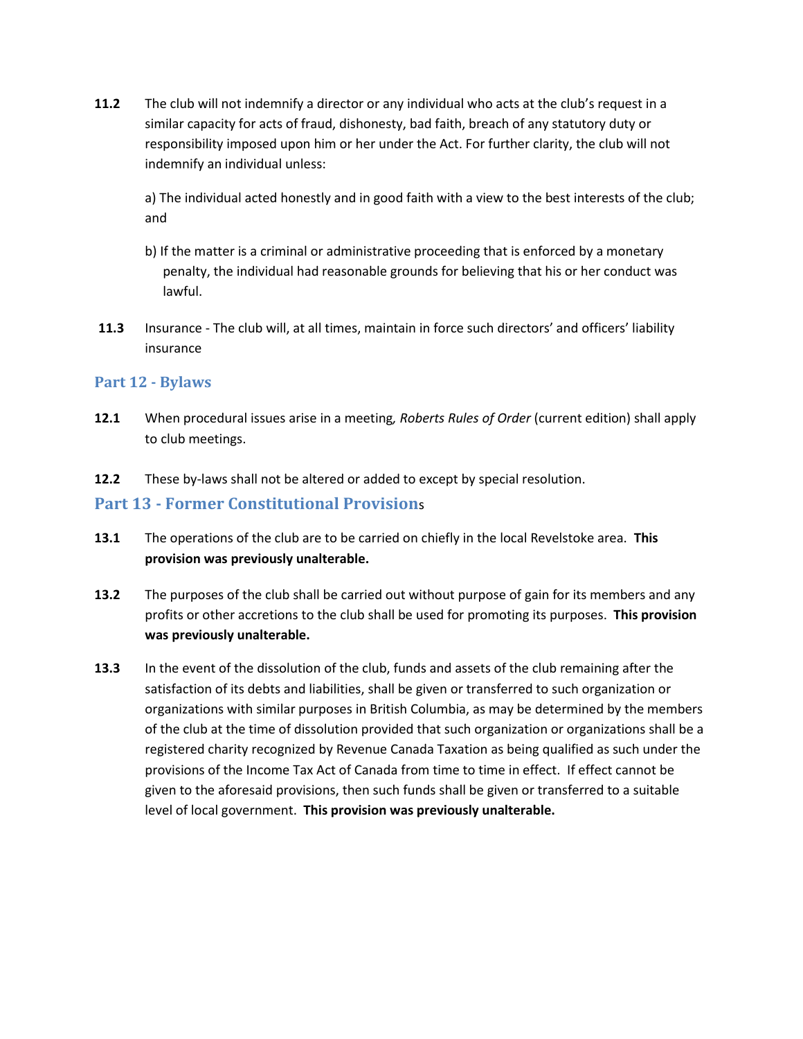**11.2** The club will not indemnify a director or any individual who acts at the club's request in a similar capacity for acts of fraud, dishonesty, bad faith, breach of any statutory duty or responsibility imposed upon him or her under the Act. For further clarity, the club will not indemnify an individual unless:

a) The individual acted honestly and in good faith with a view to the best interests of the club; and

b) If the matter is a criminal or administrative proceeding that is enforced by a monetary penalty, the individual had reasonable grounds for believing that his or her conduct was lawful.

**11.3** Insurance - The club will, at all times, maintain in force such directors' and officers' liability insurance

## Part 12 - Bylaws

**12.1** When procedural issues arise in a meeting, *Roberts Rules of Order* (current edition) shall apply to club meetings.

**12.2** These by-laws shall not be altered or added to except by special resolution.

## Part 13 - Former Constitutional Provisions

**13.1** The operations of the club are to be carried on chiefly in the local Revelstoke area. **This provision was previously unalterable.**

**13.2** The purposes of the club shall be carried out without purpose of gain for its members and any profits or other accretions to the club shall be used for promoting its purposes. **This provision was previously unalterable.**

**13.3** In the event of the dissolution of the club, funds and assets of the club remaining after the satisfaction of its debts and liabilities, shall be given or transferred to such organization or organizations with similar purposes in British Columbia, as may be determined by the members of the club at the time of dissolution provided that such organization or organizations shall be a registered charity recognized by Revenue Canada Taxation as being qualified as such under the provisions of the Income Tax Act of Canada from time to time in effect. If effect cannot be given to the aforesaid provisions, then such funds shall be given or transferred to a suitable level of local government. **This provision was previously unalterable.**